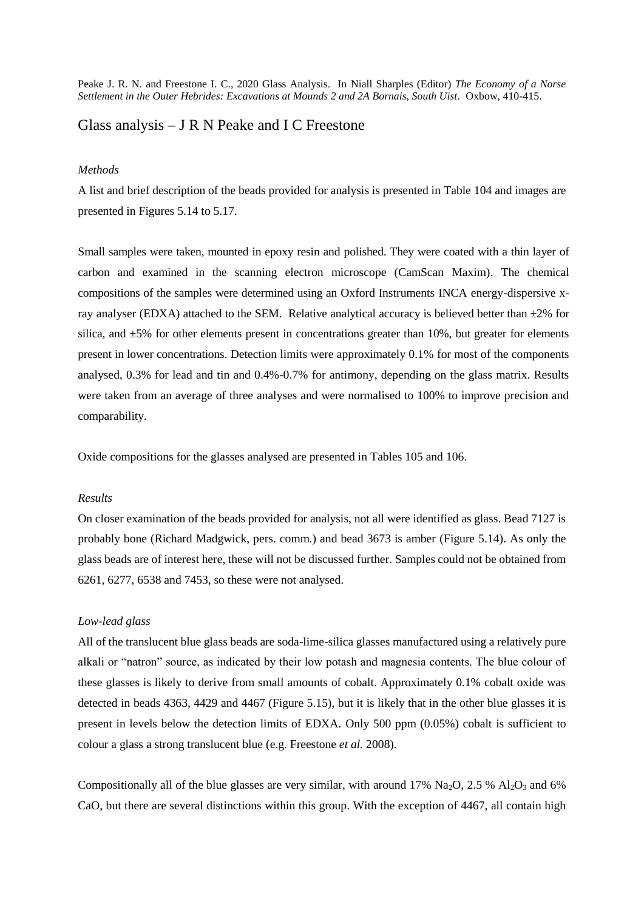Peake J. R. N. and Freestone I. C., 2020 Glass Analysis. In Niall Sharples (Editor) *The Economy of a Norse Settlement in the Outer Hebrides: Excavations at Mounds 2 and 2A Bornais, South Uist*. Oxbow, 410-415.

# Glass analysis – J R N Peake and I C Freestone

*Methods*

A list and brief description of the beads provided for analysis is presented in Table 104 and images are presented in Figures 5.14 to 5.17.

Small samples were taken, mounted in epoxy resin and polished. They were coated with a thin layer of carbon and examined in the scanning electron microscope (CamScan Maxim). The chemical compositions of the samples were determined using an Oxford Instruments INCA energy-dispersive x-ray analyser (EDXA) attached to the SEM. Relative analytical accuracy is believed better than ±2% for silica, and ±5% for other elements present in concentrations greater than 10%, but greater for elements present in lower concentrations. Detection limits were approximately 0.1% for most of the components analysed, 0.3% for lead and tin and 0.4%-0.7% for antimony, depending on the glass matrix. Results were taken from an average of three analyses and were normalised to 100% to improve precision and comparability.

Oxide compositions for the glasses analysed are presented in Tables 105 and 106.

*Results*

On closer examination of the beads provided for analysis, not all were identified as glass. Bead 7127 is probably bone (Richard Madgwick, pers. comm.) and bead 3673 is amber (Figure 5.14). As only the glass beads are of interest here, these will not be discussed further. Samples could not be obtained from 6261, 6277, 6538 and 7453, so these were not analysed.

*Low-lead glass*

All of the translucent blue glass beads are soda-lime-silica glasses manufactured using a relatively pure alkali or "natron" source, as indicated by their low potash and magnesia contents. The blue colour of these glasses is likely to derive from small amounts of cobalt. Approximately 0.1% cobalt oxide was detected in beads 4363, 4429 and 4467 (Figure 5.15), but it is likely that in the other blue glasses it is present in levels below the detection limits of EDXA. Only 500 ppm (0.05%) cobalt is sufficient to colour a glass a strong translucent blue (e.g. Freestone *et al.* 2008).

Compositionally all of the blue glasses are very similar, with around 17% $Na_2O$, 2.5 % $Al_2O_3$ and 6% CaO, but there are several distinctions within this group. With the exception of 4467, all contain high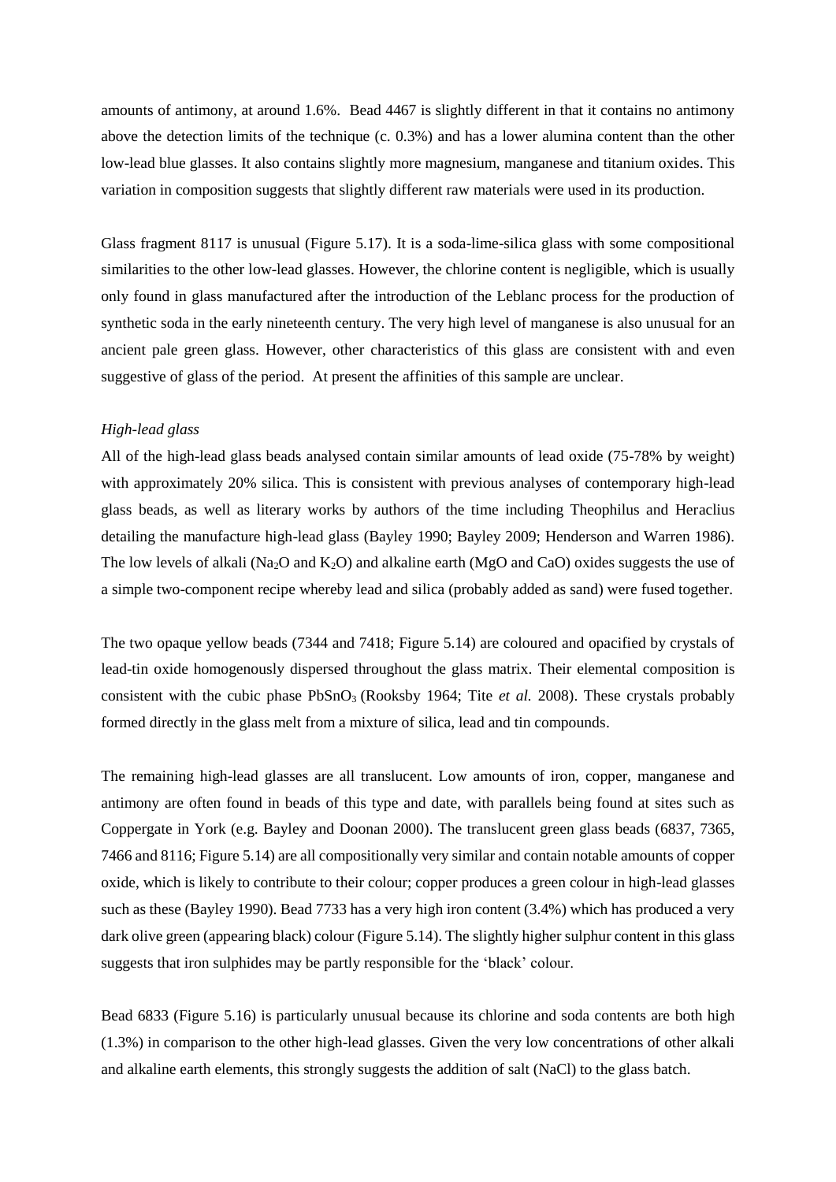amounts of antimony, at around 1.6%. Bead 4467 is slightly different in that it contains no antimony above the detection limits of the technique (c. 0.3%) and has a lower alumina content than the other low-lead blue glasses. It also contains slightly more magnesium, manganese and titanium oxides. This variation in composition suggests that slightly different raw materials were used in its production.

Glass fragment 8117 is unusual (Figure 5.17). It is a soda-lime-silica glass with some compositional similarities to the other low-lead glasses. However, the chlorine content is negligible, which is usually only found in glass manufactured after the introduction of the Leblanc process for the production of synthetic soda in the early nineteenth century. The very high level of manganese is also unusual for an ancient pale green glass. However, other characteristics of this glass are consistent with and even suggestive of glass of the period. At present the affinities of this sample are unclear.

### *High-lead glass*

All of the high-lead glass beads analysed contain similar amounts of lead oxide (75-78% by weight) with approximately 20% silica. This is consistent with previous analyses of contemporary high-lead glass beads, as well as literary works by authors of the time including Theophilus and Heraclius detailing the manufacture high-lead glass (Bayley 1990; Bayley 2009; Henderson and Warren 1986). The low levels of alkali ($Na_2O$ and $K_2O$) and alkaline earth (MgO and CaO) oxides suggests the use of a simple two-component recipe whereby lead and silica (probably added as sand) were fused together.

The two opaque yellow beads (7344 and 7418; Figure 5.14) are coloured and opacified by crystals of lead-tin oxide homogenously dispersed throughout the glass matrix. Their elemental composition is consistent with the cubic phase $PbSnO_3$ (Rooksby 1964; Tite *et al.* 2008). These crystals probably formed directly in the glass melt from a mixture of silica, lead and tin compounds.

The remaining high-lead glasses are all translucent. Low amounts of iron, copper, manganese and antimony are often found in beads of this type and date, with parallels being found at sites such as Coppergate in York (e.g. Bayley and Doonan 2000). The translucent green glass beads (6837, 7365, 7466 and 8116; Figure 5.14) are all compositionally very similar and contain notable amounts of copper oxide, which is likely to contribute to their colour; copper produces a green colour in high-lead glasses such as these (Bayley 1990). Bead 7733 has a very high iron content (3.4%) which has produced a very dark olive green (appearing black) colour (Figure 5.14). The slightly higher sulphur content in this glass suggests that iron sulphides may be partly responsible for the 'black' colour.

Bead 6833 (Figure 5.16) is particularly unusual because its chlorine and soda contents are both high (1.3%) in comparison to the other high-lead glasses. Given the very low concentrations of other alkali and alkaline earth elements, this strongly suggests the addition of salt (NaCl) to the glass batch.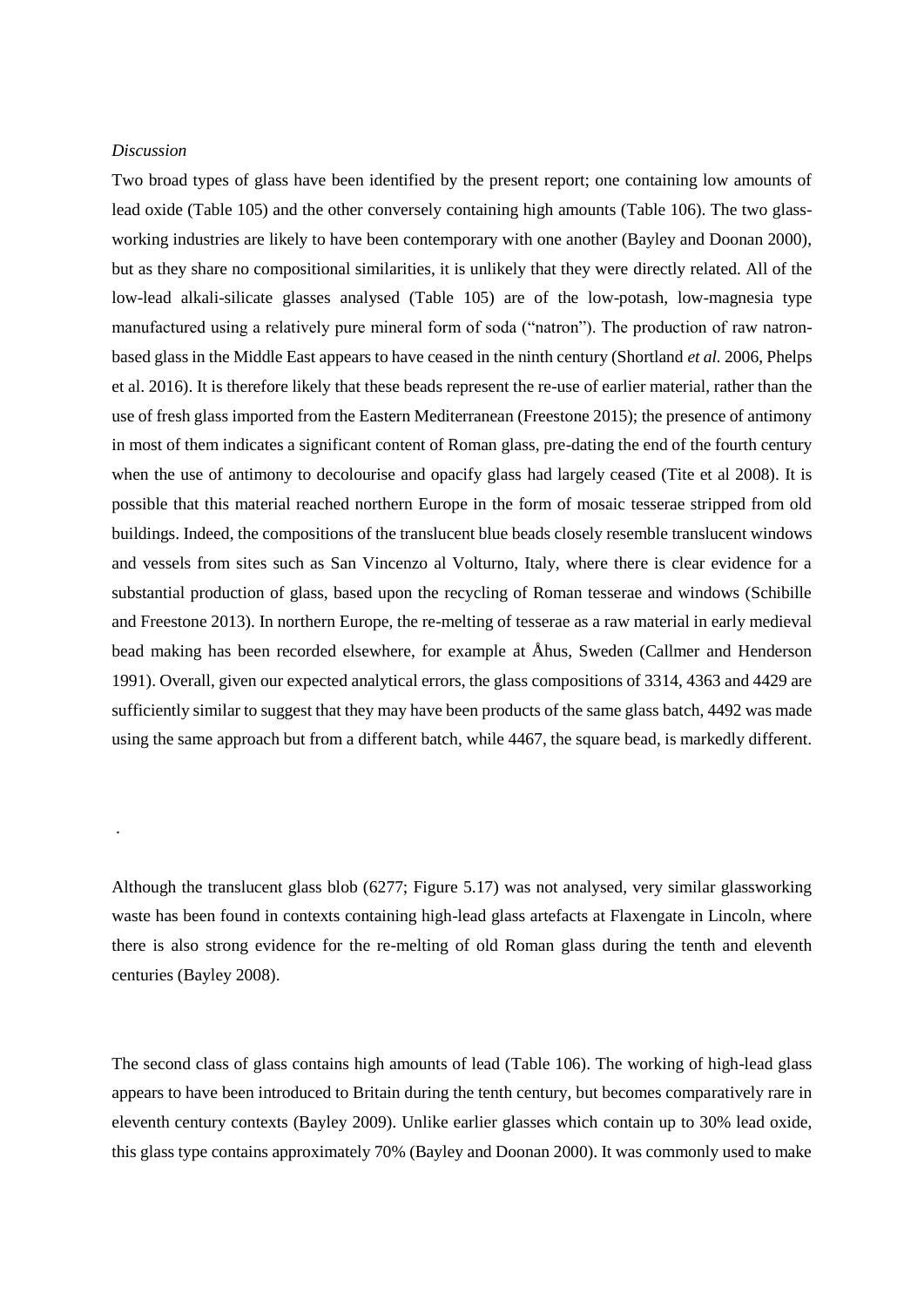*Discussion*

Two broad types of glass have been identified by the present report; one containing low amounts of lead oxide (Table 105) and the other conversely containing high amounts (Table 106). The two glass-working industries are likely to have been contemporary with one another (Bayley and Doonan 2000), but as they share no compositional similarities, it is unlikely that they were directly related. All of the low-lead alkali-silicate glasses analysed (Table 105) are of the low-potash, low-magnesia type manufactured using a relatively pure mineral form of soda ("natron"). The production of raw natron-based glass in the Middle East appears to have ceased in the ninth century (Shortland *et al.* 2006, Phelps et al. 2016). It is therefore likely that these beads represent the re-use of earlier material, rather than the use of fresh glass imported from the Eastern Mediterranean (Freestone 2015); the presence of antimony in most of them indicates a significant content of Roman glass, pre-dating the end of the fourth century when the use of antimony to decolourise and opacify glass had largely ceased (Tite et al 2008). It is possible that this material reached northern Europe in the form of mosaic tesserae stripped from old buildings. Indeed, the compositions of the translucent blue beads closely resemble translucent windows and vessels from sites such as San Vincenzo al Volturno, Italy, where there is clear evidence for a substantial production of glass, based upon the recycling of Roman tesserae and windows (Schibille and Freestone 2013). In northern Europe, the re-melting of tesserae as a raw material in early medieval bead making has been recorded elsewhere, for example at Åhus, Sweden (Callmer and Henderson 1991). Overall, given our expected analytical errors, the glass compositions of 3314, 4363 and 4429 are sufficiently similar to suggest that they may have been products of the same glass batch, 4492 was made using the same approach but from a different batch, while 4467, the square bead, is markedly different.

.

Although the translucent glass blob (6277; Figure 5.17) was not analysed, very similar glassworking waste has been found in contexts containing high-lead glass artefacts at Flaxengate in Lincoln, where there is also strong evidence for the re-melting of old Roman glass during the tenth and eleventh centuries (Bayley 2008).

The second class of glass contains high amounts of lead (Table 106). The working of high-lead glass appears to have been introduced to Britain during the tenth century, but becomes comparatively rare in eleventh century contexts (Bayley 2009). Unlike earlier glasses which contain up to 30% lead oxide, this glass type contains approximately 70% (Bayley and Doonan 2000). It was commonly used to make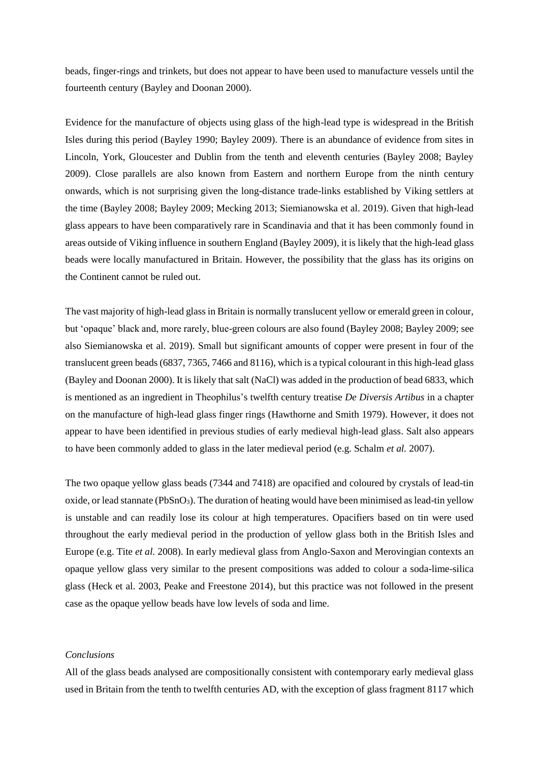beads, finger-rings and trinkets, but does not appear to have been used to manufacture vessels until the fourteenth century (Bayley and Doonan 2000).

Evidence for the manufacture of objects using glass of the high-lead type is widespread in the British Isles during this period (Bayley 1990; Bayley 2009). There is an abundance of evidence from sites in Lincoln, York, Gloucester and Dublin from the tenth and eleventh centuries (Bayley 2008; Bayley 2009). Close parallels are also known from Eastern and northern Europe from the ninth century onwards, which is not surprising given the long-distance trade-links established by Viking settlers at the time (Bayley 2008; Bayley 2009; Mecking 2013; Siemianowska et al. 2019). Given that high-lead glass appears to have been comparatively rare in Scandinavia and that it has been commonly found in areas outside of Viking influence in southern England (Bayley 2009), it is likely that the high-lead glass beads were locally manufactured in Britain. However, the possibility that the glass has its origins on the Continent cannot be ruled out.

The vast majority of high-lead glass in Britain is normally translucent yellow or emerald green in colour, but 'opaque' black and, more rarely, blue-green colours are also found (Bayley 2008; Bayley 2009; see also Siemianowska et al. 2019). Small but significant amounts of copper were present in four of the translucent green beads (6837, 7365, 7466 and 8116), which is a typical colourant in this high-lead glass (Bayley and Doonan 2000). It is likely that salt (NaCl) was added in the production of bead 6833, which is mentioned as an ingredient in Theophilus's twelfth century treatise *De Diversis Artibus* in a chapter on the manufacture of high-lead glass finger rings (Hawthorne and Smith 1979). However, it does not appear to have been identified in previous studies of early medieval high-lead glass. Salt also appears to have been commonly added to glass in the later medieval period (e.g. Schalm *et al.* 2007).

The two opaque yellow glass beads (7344 and 7418) are opacified and coloured by crystals of lead-tin oxide, or lead stannate ($PbSnO_3$). The duration of heating would have been minimised as lead-tin yellow is unstable and can readily lose its colour at high temperatures. Opacifiers based on tin were used throughout the early medieval period in the production of yellow glass both in the British Isles and Europe (e.g. Tite *et al.* 2008). In early medieval glass from Anglo-Saxon and Merovingian contexts an opaque yellow glass very similar to the present compositions was added to colour a soda-lime-silica glass (Heck et al. 2003, Peake and Freestone 2014), but this practice was not followed in the present case as the opaque yellow beads have low levels of soda and lime.

*Conclusions*

All of the glass beads analysed are compositionally consistent with contemporary early medieval glass used in Britain from the tenth to twelfth centuries AD, with the exception of glass fragment 8117 which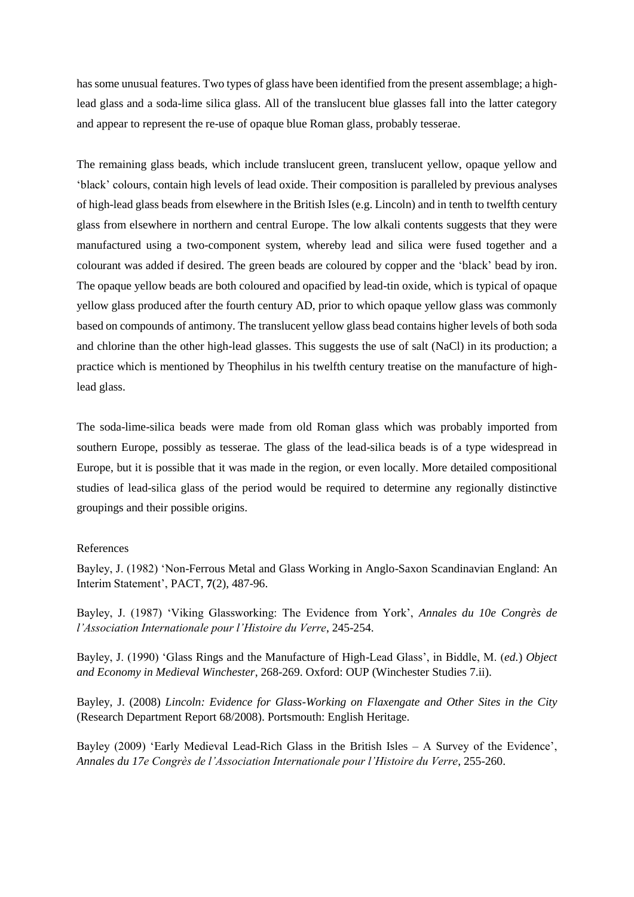has some unusual features. Two types of glass have been identified from the present assemblage; a high-lead glass and a soda-lime silica glass. All of the translucent blue glasses fall into the latter category and appear to represent the re-use of opaque blue Roman glass, probably tesserae.

The remaining glass beads, which include translucent green, translucent yellow, opaque yellow and 'black' colours, contain high levels of lead oxide. Their composition is paralleled by previous analyses of high-lead glass beads from elsewhere in the British Isles (e.g. Lincoln) and in tenth to twelfth century glass from elsewhere in northern and central Europe. The low alkali contents suggests that they were manufactured using a two-component system, whereby lead and silica were fused together and a colourant was added if desired. The green beads are coloured by copper and the 'black' bead by iron. The opaque yellow beads are both coloured and opacified by lead-tin oxide, which is typical of opaque yellow glass produced after the fourth century AD, prior to which opaque yellow glass was commonly based on compounds of antimony. The translucent yellow glass bead contains higher levels of both soda and chlorine than the other high-lead glasses. This suggests the use of salt (NaCl) in its production; a practice which is mentioned by Theophilus in his twelfth century treatise on the manufacture of high-lead glass.

The soda-lime-silica beads were made from old Roman glass which was probably imported from southern Europe, possibly as tesserae. The glass of the lead-silica beads is of a type widespread in Europe, but it is possible that it was made in the region, or even locally. More detailed compositional studies of lead-silica glass of the period would be required to determine any regionally distinctive groupings and their possible origins.

References

Bayley, J. (1982) 'Non-Ferrous Metal and Glass Working in Anglo-Saxon Scandinavian England: An Interim Statement', PACT, **7**(2), 487-96.

Bayley, J. (1987) 'Viking Glassworking: The Evidence from York', *Annales du 10e Congrès de l'Association Internationale pour l'Histoire du Verre*, 245-254.

Bayley, J. (1990) 'Glass Rings and the Manufacture of High-Lead Glass', in Biddle, M. (*ed.*) *Object and Economy in Medieval Winchester*, 268-269. Oxford: OUP (Winchester Studies 7.ii).

Bayley, J. (2008) *Lincoln: Evidence for Glass-Working on Flaxengate and Other Sites in the City* (Research Department Report 68/2008). Portsmouth: English Heritage.

Bayley (2009) 'Early Medieval Lead-Rich Glass in the British Isles – A Survey of the Evidence', *Annales du 17e Congrès de l'Association Internationale pour l'Histoire du Verre*, 255-260.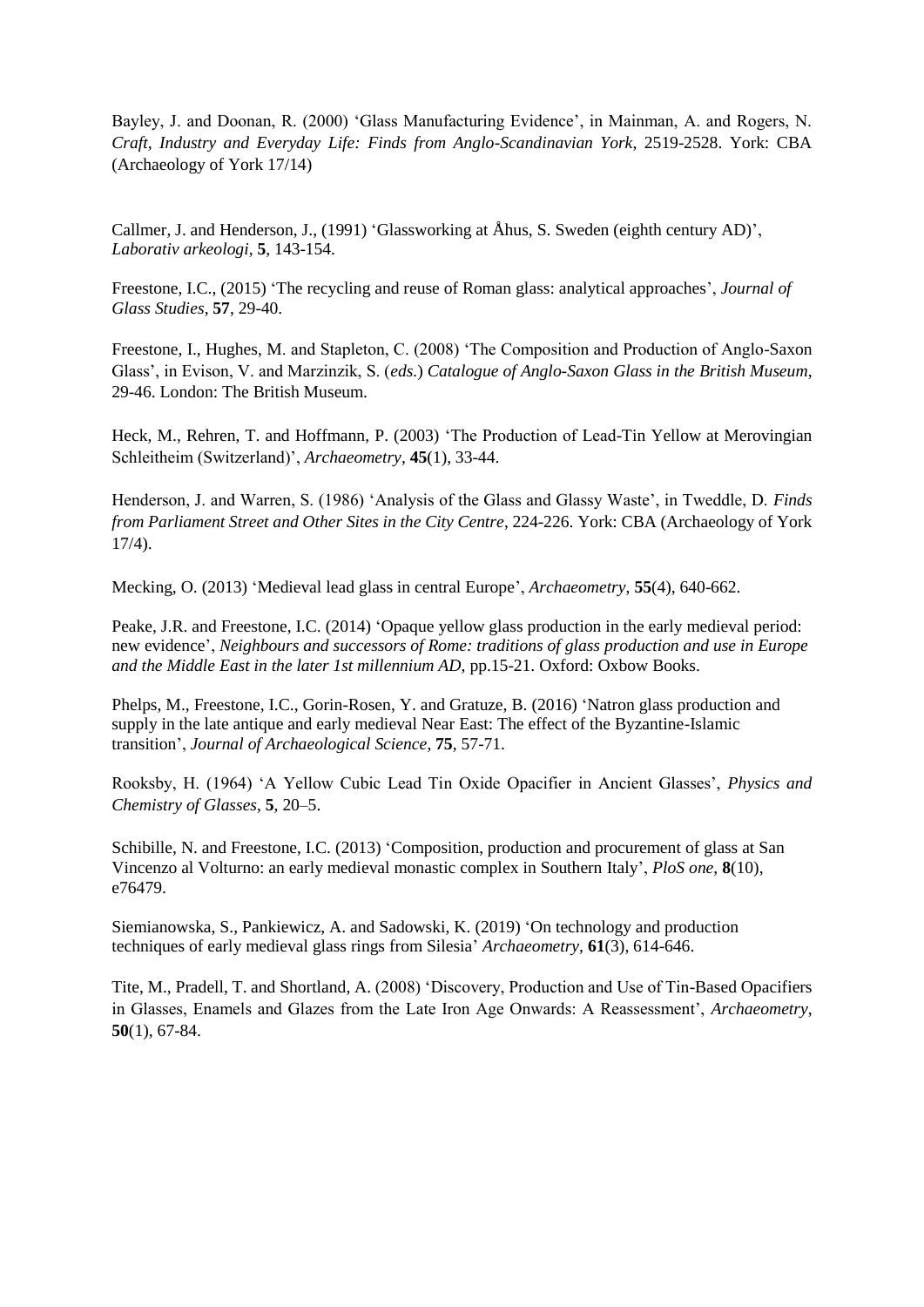Bayley, J. and Doonan, R. (2000) 'Glass Manufacturing Evidence', in Mainman, A. and Rogers, N. *Craft, Industry and Everyday Life: Finds from Anglo-Scandinavian York*, 2519-2528. York: CBA (Archaeology of York 17/14)

Callmer, J. and Henderson, J., (1991) 'Glassworking at Åhus, S. Sweden (eighth century AD)', *Laborativ arkeologi*, **5**, 143-154.

Freestone, I.C., (2015) 'The recycling and reuse of Roman glass: analytical approaches', *Journal of Glass Studies*, **57**, 29-40.

Freestone, I., Hughes, M. and Stapleton, C. (2008) 'The Composition and Production of Anglo-Saxon Glass', in Evison, V. and Marzinzik, S. (*eds*.) *Catalogue of Anglo-Saxon Glass in the British Museum*, 29-46. London: The British Museum.

Heck, M., Rehren, T. and Hoffmann, P. (2003) 'The Production of Lead-Tin Yellow at Merovingian Schleitheim (Switzerland)', *Archaeometry*, **45**(1), 33-44.

Henderson, J. and Warren, S. (1986) 'Analysis of the Glass and Glassy Waste', in Tweddle, D. *Finds from Parliament Street and Other Sites in the City Centre*, 224-226. York: CBA (Archaeology of York 17/4).

Mecking, O. (2013) 'Medieval lead glass in central Europe', *Archaeometry*, **55**(4), 640-662.

Peake, J.R. and Freestone, I.C. (2014) 'Opaque yellow glass production in the early medieval period: new evidence', *Neighbours and successors of Rome: traditions of glass production and use in Europe and the Middle East in the later 1st millennium AD*, pp.15-21. Oxford: Oxbow Books.

Phelps, M., Freestone, I.C., Gorin-Rosen, Y. and Gratuze, B. (2016) 'Natron glass production and supply in the late antique and early medieval Near East: The effect of the Byzantine-Islamic transition', *Journal of Archaeological Science*, **75**, 57-71.

Rooksby, H. (1964) 'A Yellow Cubic Lead Tin Oxide Opacifier in Ancient Glasses', *Physics and Chemistry of Glasses*, **5**, 20–5.

Schibille, N. and Freestone, I.C. (2013) 'Composition, production and procurement of glass at San Vincenzo al Volturno: an early medieval monastic complex in Southern Italy', *PloS one*, **8**(10), e76479.

Siemianowska, S., Pankiewicz, A. and Sadowski, K. (2019) 'On technology and production techniques of early medieval glass rings from Silesia' *Archaeometry*, **61**(3), 614-646.

Tite, M., Pradell, T. and Shortland, A. (2008) 'Discovery, Production and Use of Tin-Based Opacifiers in Glasses, Enamels and Glazes from the Late Iron Age Onwards: A Reassessment', *Archaeometry*, **50**(1), 67-84.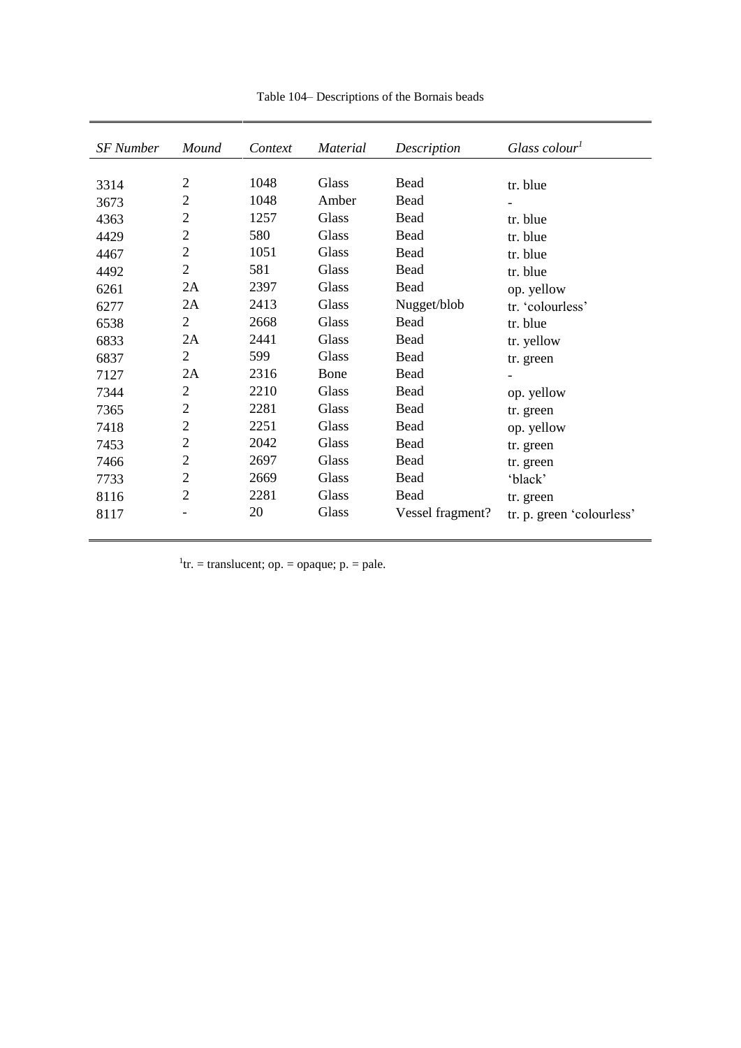Table 104– Descriptions of the Bornais beads

| *SF Number* | *Mound* | *Context* | *Material* | *Description* | *Glass colour*[1] |
|---|---|---|---|---|---|
| 3314 | 2 | 1048 | Glass | Bead | tr. blue |
| 3673 | 2 | 1048 | Amber | Bead | - |
| 4363 | 2 | 1257 | Glass | Bead | tr. blue |
| 4429 | 2 | 580 | Glass | Bead | tr. blue |
| 4467 | 2 | 1051 | Glass | Bead | tr. blue |
| 4492 | 2 | 581 | Glass | Bead | tr. blue |
| 6261 | 2A | 2397 | Glass | Bead | op. yellow |
| 6277 | 2A | 2413 | Glass | Nugget/blob | tr. 'colourless' |
| 6538 | 2 | 2668 | Glass | Bead | tr. blue |
| 6833 | 2A | 2441 | Glass | Bead | tr. yellow |
| 6837 | 2 | 599 | Glass | Bead | tr. green |
| 7127 | 2A | 2316 | Bone | Bead | - |
| 7344 | 2 | 2210 | Glass | Bead | op. yellow |
| 7365 | 2 | 2281 | Glass | Bead | tr. green |
| 7418 | 2 | 2251 | Glass | Bead | op. yellow |
| 7453 | 2 | 2042 | Glass | Bead | tr. green |
| 7466 | 2 | 2697 | Glass | Bead | tr. green |
| 7733 | 2 | 2669 | Glass | Bead | 'black' |
| 8116 | 2 | 2281 | Glass | Bead | tr. green |
| 8117 | - | 20 | Glass | Vessel fragment? | tr. p. green 'colourless' |

[1]tr. = translucent; op. = opaque; p. = pale.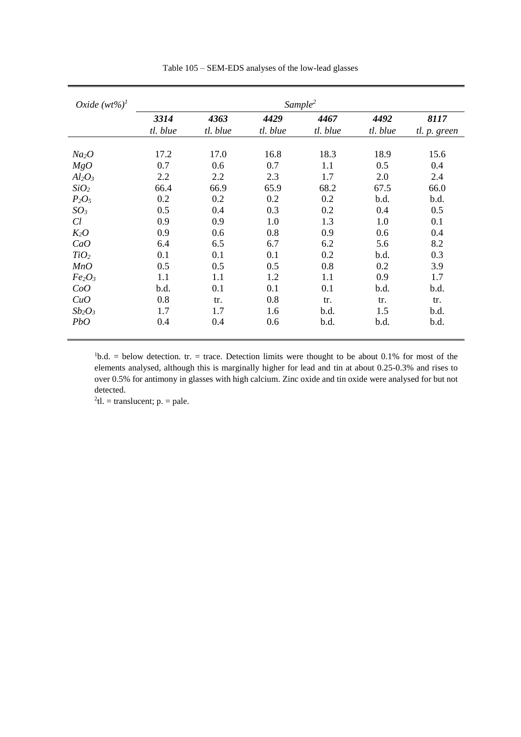Table 105 – SEM-EDS analyses of the low-lead glasses

| *Oxide (wt%)*[1] | *Sample*[2] | | | | | |
|---|---|---|---|---|---|---|
| | ***3314*** *tl. blue* | ***4363*** *tl. blue* | ***4429*** *tl. blue* | ***4467*** *tl. blue* | ***4492*** *tl. blue* | ***8117*** *tl. p. green* |
| $Na_2O$ | 17.2 | 17.0 | 16.8 | 18.3 | 18.9 | 15.6 |
| $MgO$ | 0.7 | 0.6 | 0.7 | 1.1 | 0.5 | 0.4 |
| $Al_2O_3$ | 2.2 | 2.2 | 2.3 | 1.7 | 2.0 | 2.4 |
| $SiO_2$ | 66.4 | 66.9 | 65.9 | 68.2 | 67.5 | 66.0 |
| $P_2O_5$ | 0.2 | 0.2 | 0.2 | 0.2 | b.d. | b.d. |
| $SO_3$ | 0.5 | 0.4 | 0.3 | 0.2 | 0.4 | 0.5 |
| $Cl$ | 0.9 | 0.9 | 1.0 | 1.3 | 1.0 | 0.1 |
| $K_2O$ | 0.9 | 0.6 | 0.8 | 0.9 | 0.6 | 0.4 |
| $CaO$ | 6.4 | 6.5 | 6.7 | 6.2 | 5.6 | 8.2 |
| $TiO_2$ | 0.1 | 0.1 | 0.1 | 0.2 | b.d. | 0.3 |
| $MnO$ | 0.5 | 0.5 | 0.5 | 0.8 | 0.2 | 3.9 |
| $Fe_2O_3$ | 1.1 | 1.1 | 1.2 | 1.1 | 0.9 | 1.7 |
| $CoO$ | b.d. | 0.1 | 0.1 | 0.1 | b.d. | b.d. |
| $CuO$ | 0.8 | tr. | 0.8 | tr. | tr. | tr. |
| $Sb_2O_3$ | 1.7 | 1.7 | 1.6 | b.d. | 1.5 | b.d. |
| $PbO$ | 0.4 | 0.4 | 0.6 | b.d. | b.d. | b.d. |

[1]b.d. = below detection. tr. = trace. Detection limits were thought to be about 0.1% for most of the elements analysed, although this is marginally higher for lead and tin at about 0.25-0.3% and rises to over 0.5% for antimony in glasses with high calcium. Zinc oxide and tin oxide were analysed for but not detected.

[2]tl. = translucent; p. = pale.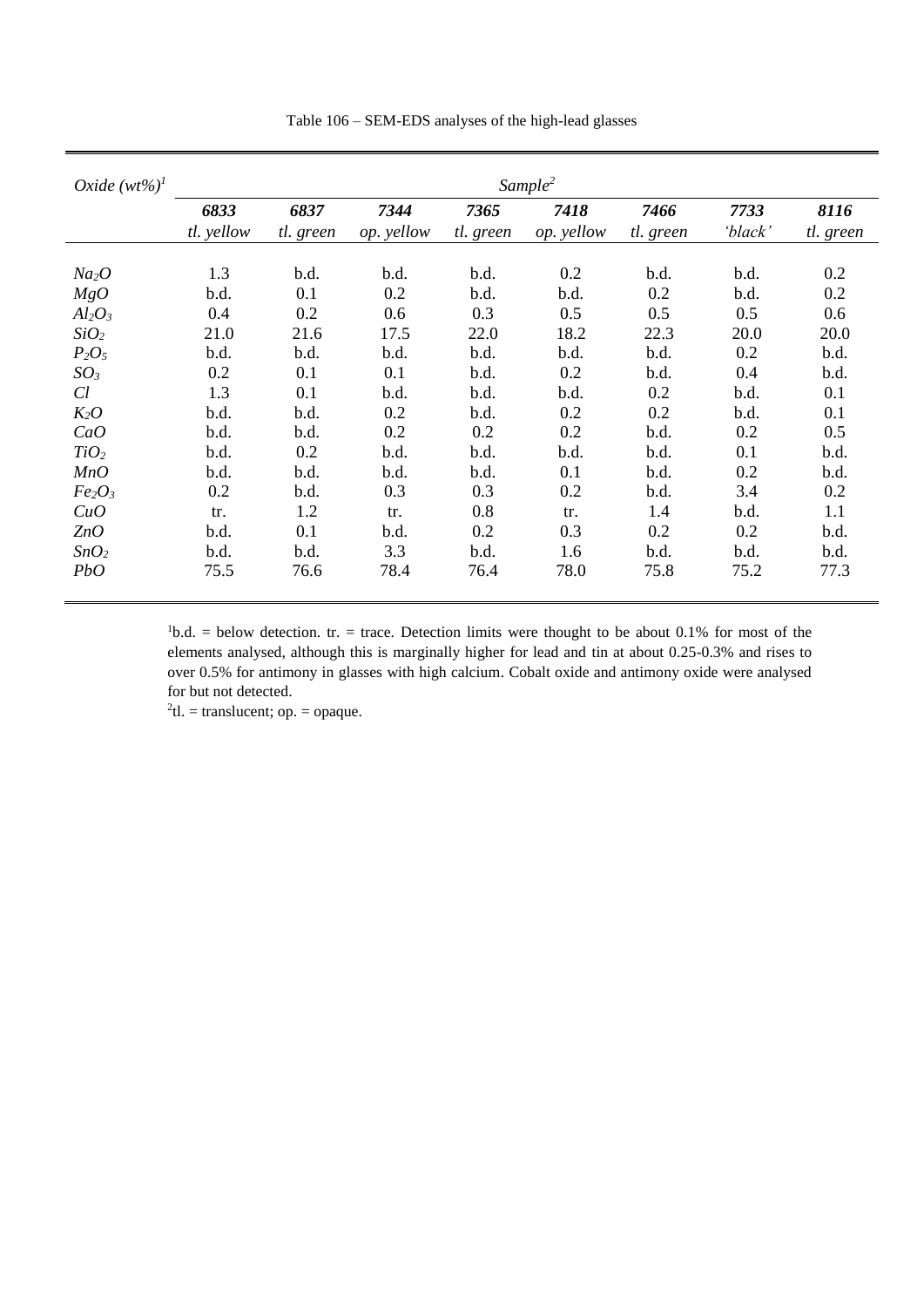Table 106 – SEM-EDS analyses of the high-lead glasses

| *Oxide (wt%)*[1] | *Sample*[2] | | | | | | | |
|---|---|---|---|---|---|---|---|---|
| | ***6833*** *tl. yellow* | ***6837*** *tl. green* | ***7344*** *op. yellow* | ***7365*** *tl. green* | ***7418*** *op. yellow* | ***7466*** *tl. green* | ***7733*** *'black'* | ***8116*** *tl. green* |
| $Na_2O$ | 1.3 | b.d. | b.d. | b.d. | 0.2 | b.d. | b.d. | 0.2 |
| $MgO$ | b.d. | 0.1 | 0.2 | b.d. | b.d. | 0.2 | b.d. | 0.2 |
| $Al_2O_3$ | 0.4 | 0.2 | 0.6 | 0.3 | 0.5 | 0.5 | 0.5 | 0.6 |
| $SiO_2$ | 21.0 | 21.6 | 17.5 | 22.0 | 18.2 | 22.3 | 20.0 | 20.0 |
| $P_2O_5$ | b.d. | b.d. | b.d. | b.d. | b.d. | b.d. | 0.2 | b.d. |
| $SO_3$ | 0.2 | 0.1 | 0.1 | b.d. | 0.2 | b.d. | 0.4 | b.d. |
| $Cl$ | 1.3 | 0.1 | b.d. | b.d. | b.d. | 0.2 | b.d. | 0.1 |
| $K_2O$ | b.d. | b.d. | 0.2 | b.d. | 0.2 | 0.2 | b.d. | 0.1 |
| $CaO$ | b.d. | b.d. | 0.2 | 0.2 | 0.2 | b.d. | 0.2 | 0.5 |
| $TiO_2$ | b.d. | 0.2 | b.d. | b.d. | b.d. | b.d. | 0.1 | b.d. |
| $MnO$ | b.d. | b.d. | b.d. | b.d. | 0.1 | b.d. | 0.2 | b.d. |
| $Fe_2O_3$ | 0.2 | b.d. | 0.3 | 0.3 | 0.2 | b.d. | 3.4 | 0.2 |
| $CuO$ | tr. | 1.2 | tr. | 0.8 | tr. | 1.4 | b.d. | 1.1 |
| $ZnO$ | b.d. | 0.1 | b.d. | 0.2 | 0.3 | 0.2 | 0.2 | b.d. |
| $SnO_2$ | b.d. | b.d. | 3.3 | b.d. | 1.6 | b.d. | b.d. | b.d. |
| $PbO$ | 75.5 | 76.6 | 78.4 | 76.4 | 78.0 | 75.8 | 75.2 | 77.3 |

[1]b.d. = below detection. tr. = trace. Detection limits were thought to be about 0.1% for most of the elements analysed, although this is marginally higher for lead and tin at about 0.25-0.3% and rises to over 0.5% for antimony in glasses with high calcium. Cobalt oxide and antimony oxide were analysed for but not detected.

[2]tl. = translucent; op. = opaque.